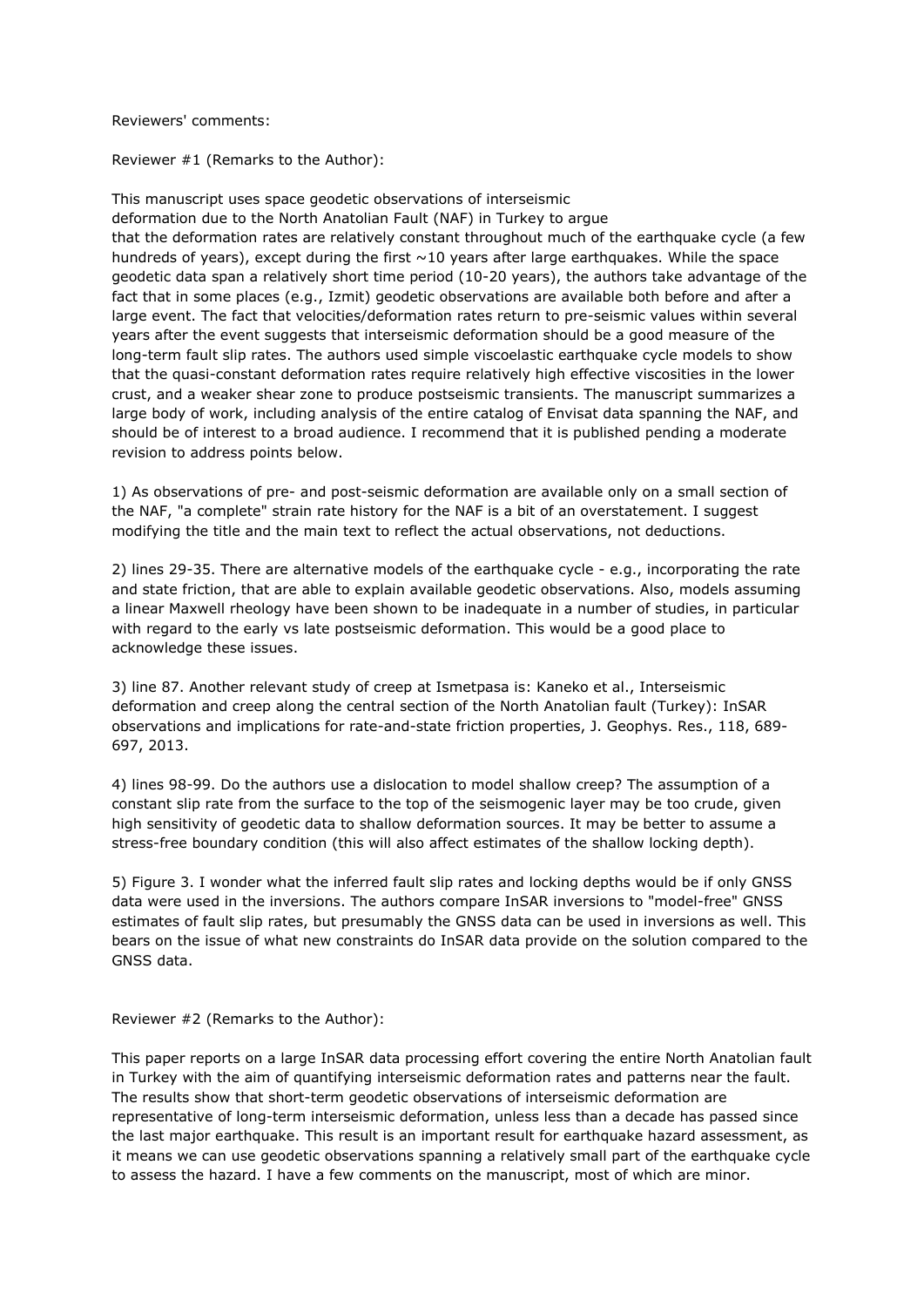Reviewers' comments:

Reviewer #1 (Remarks to the Author):

This manuscript uses space geodetic observations of interseismic deformation due to the North Anatolian Fault (NAF) in Turkey to argue that the deformation rates are relatively constant throughout much of the earthquake cycle (a few hundreds of years), except during the first ~10 years after large earthquakes. While the space geodetic data span a relatively short time period (10-20 years), the authors take advantage of the fact that in some places (e.g., Izmit) geodetic observations are available both before and after a large event. The fact that velocities/deformation rates return to pre-seismic values within several years after the event suggests that interseismic deformation should be a good measure of the long-term fault slip rates. The authors used simple viscoelastic earthquake cycle models to show that the quasi-constant deformation rates require relatively high effective viscosities in the lower crust, and a weaker shear zone to produce postseismic transients. The manuscript summarizes a large body of work, including analysis of the entire catalog of Envisat data spanning the NAF, and should be of interest to a broad audience. I recommend that it is published pending a moderate revision to address points below.

1) As observations of pre- and post-seismic deformation are available only on a small section of the NAF, "a complete" strain rate history for the NAF is a bit of an overstatement. I suggest modifying the title and the main text to reflect the actual observations, not deductions.

2) lines 29-35. There are alternative models of the earthquake cycle - e.g., incorporating the rate and state friction, that are able to explain available geodetic observations. Also, models assuming a linear Maxwell rheology have been shown to be inadequate in a number of studies, in particular with regard to the early vs late postseismic deformation. This would be a good place to acknowledge these issues.

3) line 87. Another relevant study of creep at Ismetpasa is: Kaneko et al., Interseismic deformation and creep along the central section of the North Anatolian fault (Turkey): InSAR observations and implications for rate-and-state friction properties, J. Geophys. Res., 118, 689-697, 2013.

4) lines 98-99. Do the authors use a dislocation to model shallow creep? The assumption of a constant slip rate from the surface to the top of the seismogenic layer may be too crude, given high sensitivity of geodetic data to shallow deformation sources. It may be better to assume a stress-free boundary condition (this will also affect estimates of the shallow locking depth).

5) Figure 3. I wonder what the inferred fault slip rates and locking depths would be if only GNSS data were used in the inversions. The authors compare InSAR inversions to "model-free" GNSS estimates of fault slip rates, but presumably the GNSS data can be used in inversions as well. This bears on the issue of what new constraints do InSAR data provide on the solution compared to the GNSS data.

Reviewer #2 (Remarks to the Author):

This paper reports on a large InSAR data processing effort covering the entire North Anatolian fault in Turkey with the aim of quantifying interseismic deformation rates and patterns near the fault. The results show that short-term geodetic observations of interseismic deformation are representative of long-term interseismic deformation, unless less than a decade has passed since the last major earthquake. This result is an important result for earthquake hazard assessment, as it means we can use geodetic observations spanning a relatively small part of the earthquake cycle to assess the hazard. I have a few comments on the manuscript, most of which are minor.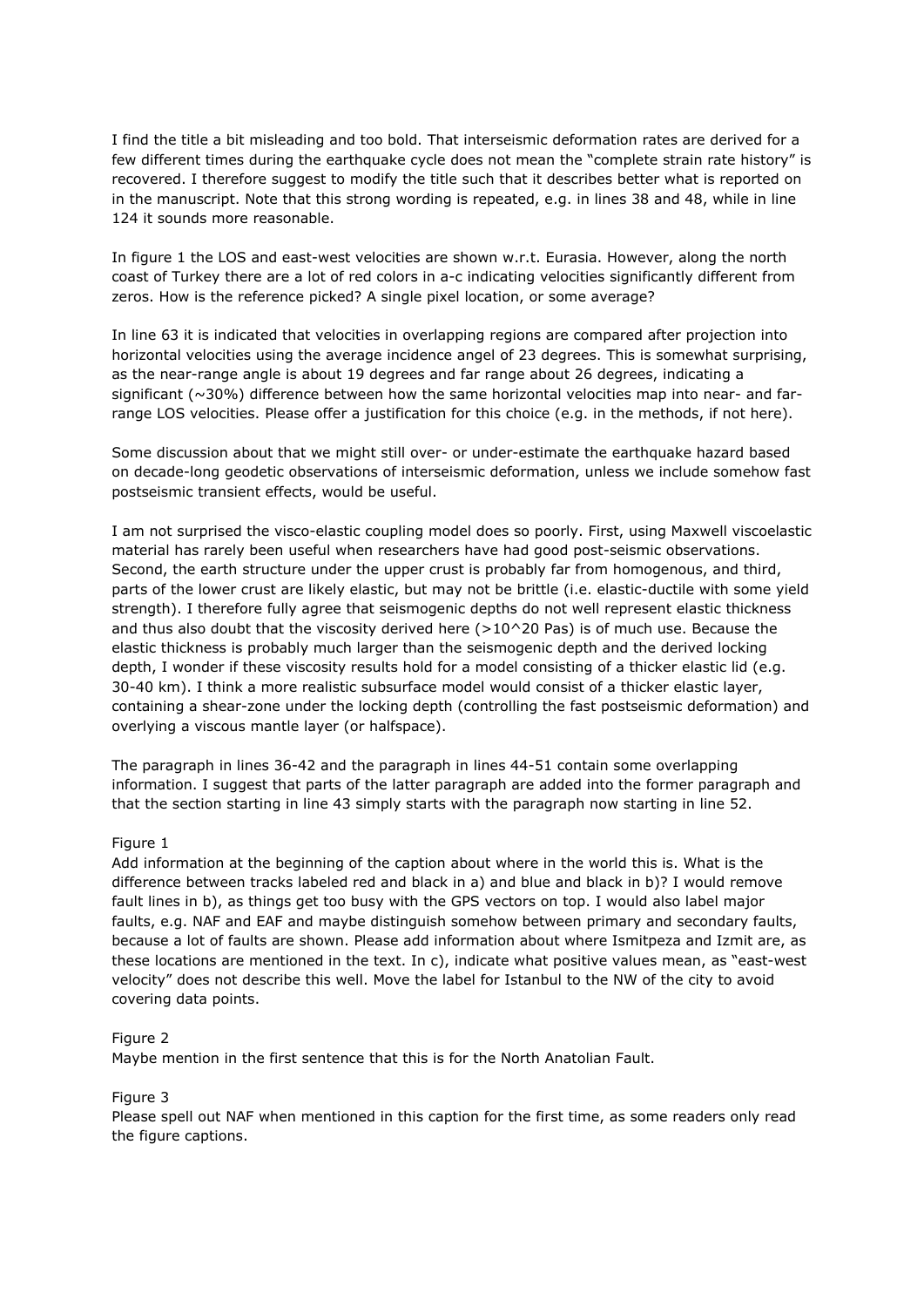I find the title a bit misleading and too bold. That interseismic deformation rates are derived for a few different times during the earthquake cycle does not mean the "complete strain rate history" is recovered. I therefore suggest to modify the title such that it describes better what is reported on in the manuscript. Note that this strong wording is repeated, e.g. in lines 38 and 48, while in line 124 it sounds more reasonable.

In figure 1 the LOS and east-west velocities are shown w.r.t. Eurasia. However, along the north coast of Turkey there are a lot of red colors in a-c indicating velocities significantly different from zeros. How is the reference picked? A single pixel location, or some average?

In line 63 it is indicated that velocities in overlapping regions are compared after projection into horizontal velocities using the average incidence angel of 23 degrees. This is somewhat surprising, as the near-range angle is about 19 degrees and far range about 26 degrees, indicating a significant (~30%) difference between how the same horizontal velocities map into near- and far-range LOS velocities. Please offer a justification for this choice (e.g. in the methods, if not here).

Some discussion about that we might still over- or under-estimate the earthquake hazard based on decade-long geodetic observations of interseismic deformation, unless we include somehow fast postseismic transient effects, would be useful.

I am not surprised the visco-elastic coupling model does so poorly. First, using Maxwell viscoelastic material has rarely been useful when researchers have had good post-seismic observations. Second, the earth structure under the upper crust is probably far from homogenous, and third, parts of the lower crust are likely elastic, but may not be brittle (i.e. elastic-ductile with some yield strength). I therefore fully agree that seismogenic depths do not well represent elastic thickness and thus also doubt that the viscosity derived here (>10^20 Pas) is of much use. Because the elastic thickness is probably much larger than the seismogenic depth and the derived locking depth, I wonder if these viscosity results hold for a model consisting of a thicker elastic lid (e.g. 30-40 km). I think a more realistic subsurface model would consist of a thicker elastic layer, containing a shear-zone under the locking depth (controlling the fast postseismic deformation) and overlying a viscous mantle layer (or halfspace).

The paragraph in lines 36-42 and the paragraph in lines 44-51 contain some overlapping information. I suggest that parts of the latter paragraph are added into the former paragraph and that the section starting in line 43 simply starts with the paragraph now starting in line 52.

Figure 1

Add information at the beginning of the caption about where in the world this is. What is the difference between tracks labeled red and black in a) and blue and black in b)? I would remove fault lines in b), as things get too busy with the GPS vectors on top. I would also label major faults, e.g. NAF and EAF and maybe distinguish somehow between primary and secondary faults, because a lot of faults are shown. Please add information about where Ismitpeza and Izmit are, as these locations are mentioned in the text. In c), indicate what positive values mean, as "east-west velocity" does not describe this well. Move the label for Istanbul to the NW of the city to avoid covering data points.

Figure 2

Maybe mention in the first sentence that this is for the North Anatolian Fault.

Figure 3

Please spell out NAF when mentioned in this caption for the first time, as some readers only read the figure captions.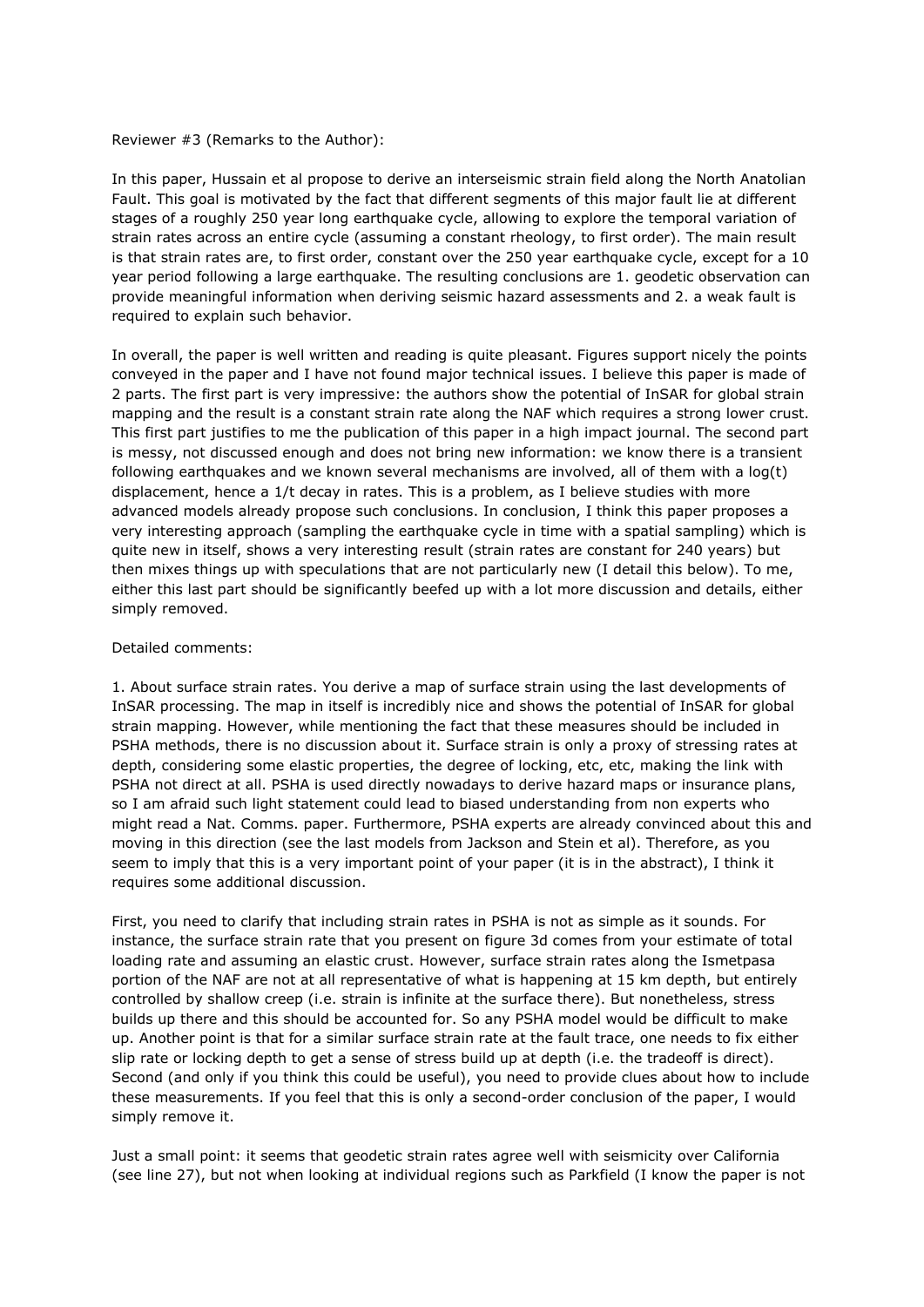Reviewer #3 (Remarks to the Author):

In this paper, Hussain et al propose to derive an interseismic strain field along the North Anatolian Fault. This goal is motivated by the fact that different segments of this major fault lie at different stages of a roughly 250 year long earthquake cycle, allowing to explore the temporal variation of strain rates across an entire cycle (assuming a constant rheology, to first order). The main result is that strain rates are, to first order, constant over the 250 year earthquake cycle, except for a 10 year period following a large earthquake. The resulting conclusions are 1. geodetic observation can provide meaningful information when deriving seismic hazard assessments and 2. a weak fault is required to explain such behavior.

In overall, the paper is well written and reading is quite pleasant. Figures support nicely the points conveyed in the paper and I have not found major technical issues. I believe this paper is made of 2 parts. The first part is very impressive: the authors show the potential of InSAR for global strain mapping and the result is a constant strain rate along the NAF which requires a strong lower crust. This first part justifies to me the publication of this paper in a high impact journal. The second part is messy, not discussed enough and does not bring new information: we know there is a transient following earthquakes and we known several mechanisms are involved, all of them with a log(t) displacement, hence a 1/t decay in rates. This is a problem, as I believe studies with more advanced models already propose such conclusions. In conclusion, I think this paper proposes a very interesting approach (sampling the earthquake cycle in time with a spatial sampling) which is quite new in itself, shows a very interesting result (strain rates are constant for 240 years) but then mixes things up with speculations that are not particularly new (I detail this below). To me, either this last part should be significantly beefed up with a lot more discussion and details, either simply removed.

Detailed comments:

1. About surface strain rates. You derive a map of surface strain using the last developments of InSAR processing. The map in itself is incredibly nice and shows the potential of InSAR for global strain mapping. However, while mentioning the fact that these measures should be included in PSHA methods, there is no discussion about it. Surface strain is only a proxy of stressing rates at depth, considering some elastic properties, the degree of locking, etc, etc, making the link with PSHA not direct at all. PSHA is used directly nowadays to derive hazard maps or insurance plans, so I am afraid such light statement could lead to biased understanding from non experts who might read a Nat. Comms. paper. Furthermore, PSHA experts are already convinced about this and moving in this direction (see the last models from Jackson and Stein et al). Therefore, as you seem to imply that this is a very important point of your paper (it is in the abstract), I think it requires some additional discussion.

First, you need to clarify that including strain rates in PSHA is not as simple as it sounds. For instance, the surface strain rate that you present on figure 3d comes from your estimate of total loading rate and assuming an elastic crust. However, surface strain rates along the Ismetpasa portion of the NAF are not at all representative of what is happening at 15 km depth, but entirely controlled by shallow creep (i.e. strain is infinite at the surface there). But nonetheless, stress builds up there and this should be accounted for. So any PSHA model would be difficult to make up. Another point is that for a similar surface strain rate at the fault trace, one needs to fix either slip rate or locking depth to get a sense of stress build up at depth (i.e. the tradeoff is direct). Second (and only if you think this could be useful), you need to provide clues about how to include these measurements. If you feel that this is only a second-order conclusion of the paper, I would simply remove it.

Just a small point: it seems that geodetic strain rates agree well with seismicity over California (see line 27), but not when looking at individual regions such as Parkfield (I know the paper is not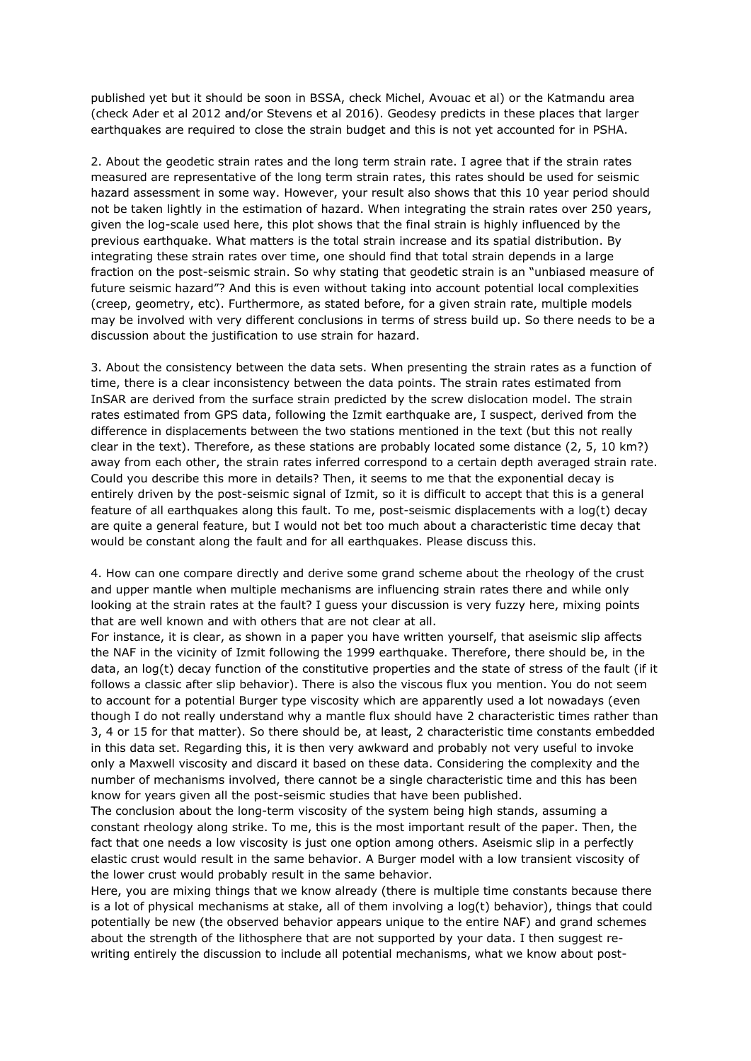published yet but it should be soon in BSSA, check Michel, Avouac et al) or the Katmandu area (check Ader et al 2012 and/or Stevens et al 2016). Geodesy predicts in these places that larger earthquakes are required to close the strain budget and this is not yet accounted for in PSHA.

2. About the geodetic strain rates and the long term strain rate. I agree that if the strain rates measured are representative of the long term strain rates, this rates should be used for seismic hazard assessment in some way. However, your result also shows that this 10 year period should not be taken lightly in the estimation of hazard. When integrating the strain rates over 250 years, given the log-scale used here, this plot shows that the final strain is highly influenced by the previous earthquake. What matters is the total strain increase and its spatial distribution. By integrating these strain rates over time, one should find that total strain depends in a large fraction on the post-seismic strain. So why stating that geodetic strain is an "unbiased measure of future seismic hazard"? And this is even without taking into account potential local complexities (creep, geometry, etc). Furthermore, as stated before, for a given strain rate, multiple models may be involved with very different conclusions in terms of stress build up. So there needs to be a discussion about the justification to use strain for hazard.

3. About the consistency between the data sets. When presenting the strain rates as a function of time, there is a clear inconsistency between the data points. The strain rates estimated from InSAR are derived from the surface strain predicted by the screw dislocation model. The strain rates estimated from GPS data, following the Izmit earthquake are, I suspect, derived from the difference in displacements between the two stations mentioned in the text (but this not really clear in the text). Therefore, as these stations are probably located some distance (2, 5, 10 km?) away from each other, the strain rates inferred correspond to a certain depth averaged strain rate. Could you describe this more in details? Then, it seems to me that the exponential decay is entirely driven by the post-seismic signal of Izmit, so it is difficult to accept that this is a general feature of all earthquakes along this fault. To me, post-seismic displacements with a log(t) decay are quite a general feature, but I would not bet too much about a characteristic time decay that would be constant along the fault and for all earthquakes. Please discuss this.

4. How can one compare directly and derive some grand scheme about the rheology of the crust and upper mantle when multiple mechanisms are influencing strain rates there and while only looking at the strain rates at the fault? I guess your discussion is very fuzzy here, mixing points that are well known and with others that are not clear at all.
For instance, it is clear, as shown in a paper you have written yourself, that aseismic slip affects the NAF in the vicinity of Izmit following the 1999 earthquake. Therefore, there should be, in the data, an log(t) decay function of the constitutive properties and the state of stress of the fault (if it follows a classic after slip behavior). There is also the viscous flux you mention. You do not seem to account for a potential Burger type viscosity which are apparently used a lot nowadays (even though I do not really understand why a mantle flux should have 2 characteristic times rather than 3, 4 or 15 for that matter). So there should be, at least, 2 characteristic time constants embedded in this data set. Regarding this, it is then very awkward and probably not very useful to invoke only a Maxwell viscosity and discard it based on these data. Considering the complexity and the number of mechanisms involved, there cannot be a single characteristic time and this has been know for years given all the post-seismic studies that have been published.
The conclusion about the long-term viscosity of the system being high stands, assuming a constant rheology along strike. To me, this is the most important result of the paper. Then, the fact that one needs a low viscosity is just one option among others. Aseismic slip in a perfectly elastic crust would result in the same behavior. A Burger model with a low transient viscosity of the lower crust would probably result in the same behavior.
Here, you are mixing things that we know already (there is multiple time constants because there is a lot of physical mechanisms at stake, all of them involving a log(t) behavior), things that could potentially be new (the observed behavior appears unique to the entire NAF) and grand schemes about the strength of the lithosphere that are not supported by your data. I then suggest re-writing entirely the discussion to include all potential mechanisms, what we know about post-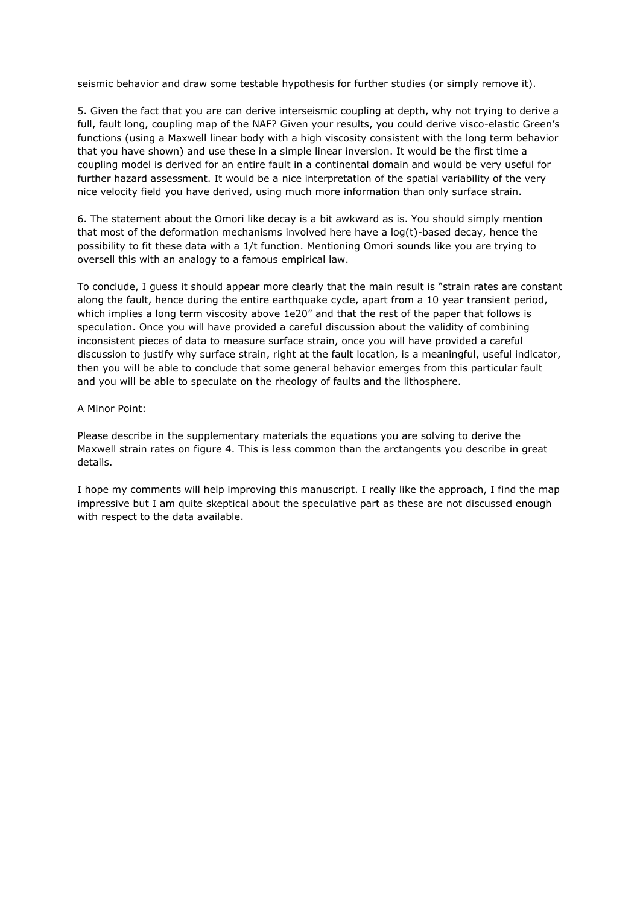seismic behavior and draw some testable hypothesis for further studies (or simply remove it).

5. Given the fact that you are can derive interseismic coupling at depth, why not trying to derive a full, fault long, coupling map of the NAF? Given your results, you could derive visco-elastic Green's functions (using a Maxwell linear body with a high viscosity consistent with the long term behavior that you have shown) and use these in a simple linear inversion. It would be the first time a coupling model is derived for an entire fault in a continental domain and would be very useful for further hazard assessment. It would be a nice interpretation of the spatial variability of the very nice velocity field you have derived, using much more information than only surface strain.

6. The statement about the Omori like decay is a bit awkward as is. You should simply mention that most of the deformation mechanisms involved here have a log(t)-based decay, hence the possibility to fit these data with a 1/t function. Mentioning Omori sounds like you are trying to oversell this with an analogy to a famous empirical law.

To conclude, I guess it should appear more clearly that the main result is "strain rates are constant along the fault, hence during the entire earthquake cycle, apart from a 10 year transient period, which implies a long term viscosity above 1e20" and that the rest of the paper that follows is speculation. Once you will have provided a careful discussion about the validity of combining inconsistent pieces of data to measure surface strain, once you will have provided a careful discussion to justify why surface strain, right at the fault location, is a meaningful, useful indicator, then you will be able to conclude that some general behavior emerges from this particular fault and you will be able to speculate on the rheology of faults and the lithosphere.

A Minor Point:

Please describe in the supplementary materials the equations you are solving to derive the Maxwell strain rates on figure 4. This is less common than the arctangents you describe in great details.

I hope my comments will help improving this manuscript. I really like the approach, I find the map impressive but I am quite skeptical about the speculative part as these are not discussed enough with respect to the data available.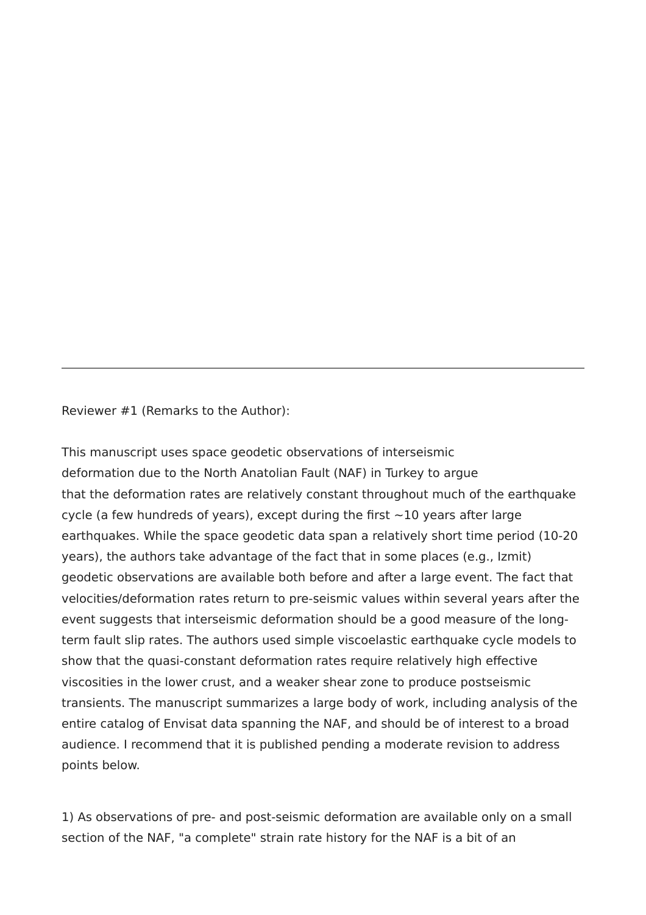---

Reviewer #1 (Remarks to the Author):

This manuscript uses space geodetic observations of interseismic deformation due to the North Anatolian Fault (NAF) in Turkey to argue that the deformation rates are relatively constant throughout much of the earthquake cycle (a few hundreds of years), except during the first ~10 years after large earthquakes. While the space geodetic data span a relatively short time period (10-20 years), the authors take advantage of the fact that in some places (e.g., Izmit) geodetic observations are available both before and after a large event. The fact that velocities/deformation rates return to pre-seismic values within several years after the event suggests that interseismic deformation should be a good measure of the long-term fault slip rates. The authors used simple viscoelastic earthquake cycle models to show that the quasi-constant deformation rates require relatively high effective viscosities in the lower crust, and a weaker shear zone to produce postseismic transients. The manuscript summarizes a large body of work, including analysis of the entire catalog of Envisat data spanning the NAF, and should be of interest to a broad audience. I recommend that it is published pending a moderate revision to address points below.

1) As observations of pre- and post-seismic deformation are available only on a small section of the NAF, "a complete" strain rate history for the NAF is a bit of an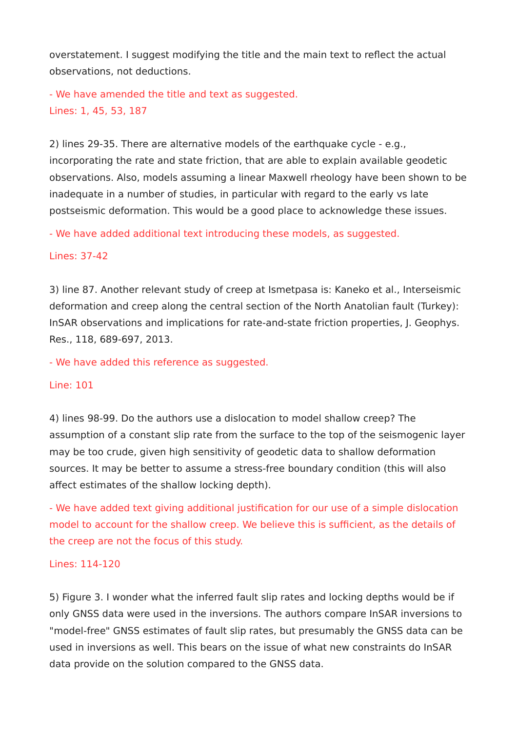overstatement. I suggest modifying the title and the main text to reflect the actual observations, not deductions.

- We have amended the title and text as suggested.
Lines: 1, 45, 53, 187

2) lines 29-35. There are alternative models of the earthquake cycle - e.g., incorporating the rate and state friction, that are able to explain available geodetic observations. Also, models assuming a linear Maxwell rheology have been shown to be inadequate in a number of studies, in particular with regard to the early vs late postseismic deformation. This would be a good place to acknowledge these issues.

- We have added additional text introducing these models, as suggested.

Lines: 37-42

3) line 87. Another relevant study of creep at Ismetpasa is: Kaneko et al., Interseismic deformation and creep along the central section of the North Anatolian fault (Turkey): InSAR observations and implications for rate-and-state friction properties, J. Geophys. Res., 118, 689-697, 2013.

- We have added this reference as suggested.

Line: 101

4) lines 98-99. Do the authors use a dislocation to model shallow creep? The assumption of a constant slip rate from the surface to the top of the seismogenic layer may be too crude, given high sensitivity of geodetic data to shallow deformation sources. It may be better to assume a stress-free boundary condition (this will also affect estimates of the shallow locking depth).

- We have added text giving additional justification for our use of a simple dislocation model to account for the shallow creep. We believe this is sufficient, as the details of the creep are not the focus of this study.

Lines: 114-120

5) Figure 3. I wonder what the inferred fault slip rates and locking depths would be if only GNSS data were used in the inversions. The authors compare InSAR inversions to "model-free" GNSS estimates of fault slip rates, but presumably the GNSS data can be used in inversions as well. This bears on the issue of what new constraints do InSAR data provide on the solution compared to the GNSS data.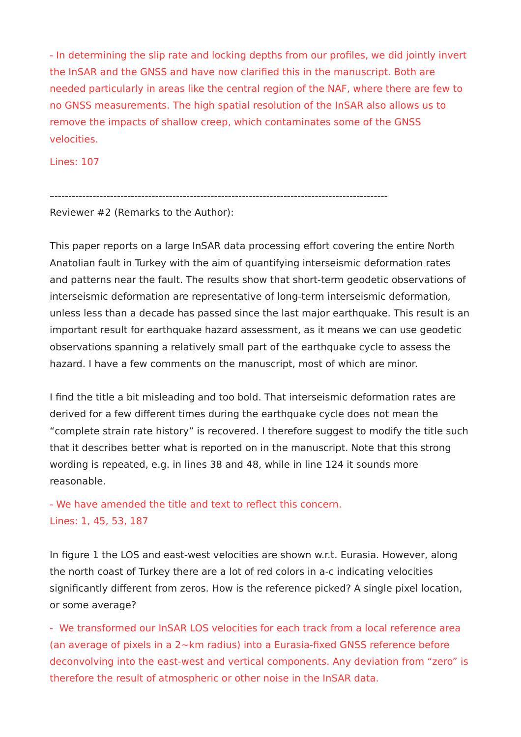- In determining the slip rate and locking depths from our profiles, we did jointly invert the InSAR and the GNSS and have now clarified this in the manuscript. Both are needed particularly in areas like the central region of the NAF, where there are few to no GNSS measurements. The high spatial resolution of the InSAR also allows us to remove the impacts of shallow creep, which contaminates some of the GNSS velocities.

Lines: 107

------------------------------------------------------------------------------------------------

Reviewer #2 (Remarks to the Author):

This paper reports on a large InSAR data processing effort covering the entire North Anatolian fault in Turkey with the aim of quantifying interseismic deformation rates and patterns near the fault. The results show that short-term geodetic observations of interseismic deformation are representative of long-term interseismic deformation, unless less than a decade has passed since the last major earthquake. This result is an important result for earthquake hazard assessment, as it means we can use geodetic observations spanning a relatively small part of the earthquake cycle to assess the hazard. I have a few comments on the manuscript, most of which are minor.

I find the title a bit misleading and too bold. That interseismic deformation rates are derived for a few different times during the earthquake cycle does not mean the “complete strain rate history” is recovered. I therefore suggest to modify the title such that it describes better what is reported on in the manuscript. Note that this strong wording is repeated, e.g. in lines 38 and 48, while in line 124 it sounds more reasonable.

- We have amended the title and text to reflect this concern.
Lines: 1, 45, 53, 187

In figure 1 the LOS and east-west velocities are shown w.r.t. Eurasia. However, along the north coast of Turkey there are a lot of red colors in a-c indicating velocities significantly different from zeros. How is the reference picked? A single pixel location, or some average?

- We transformed our InSAR LOS velocities for each track from a local reference area (an average of pixels in a 2~km radius) into a Eurasia-fixed GNSS reference before deconvolving into the east-west and vertical components. Any deviation from “zero” is therefore the result of atmospheric or other noise in the InSAR data.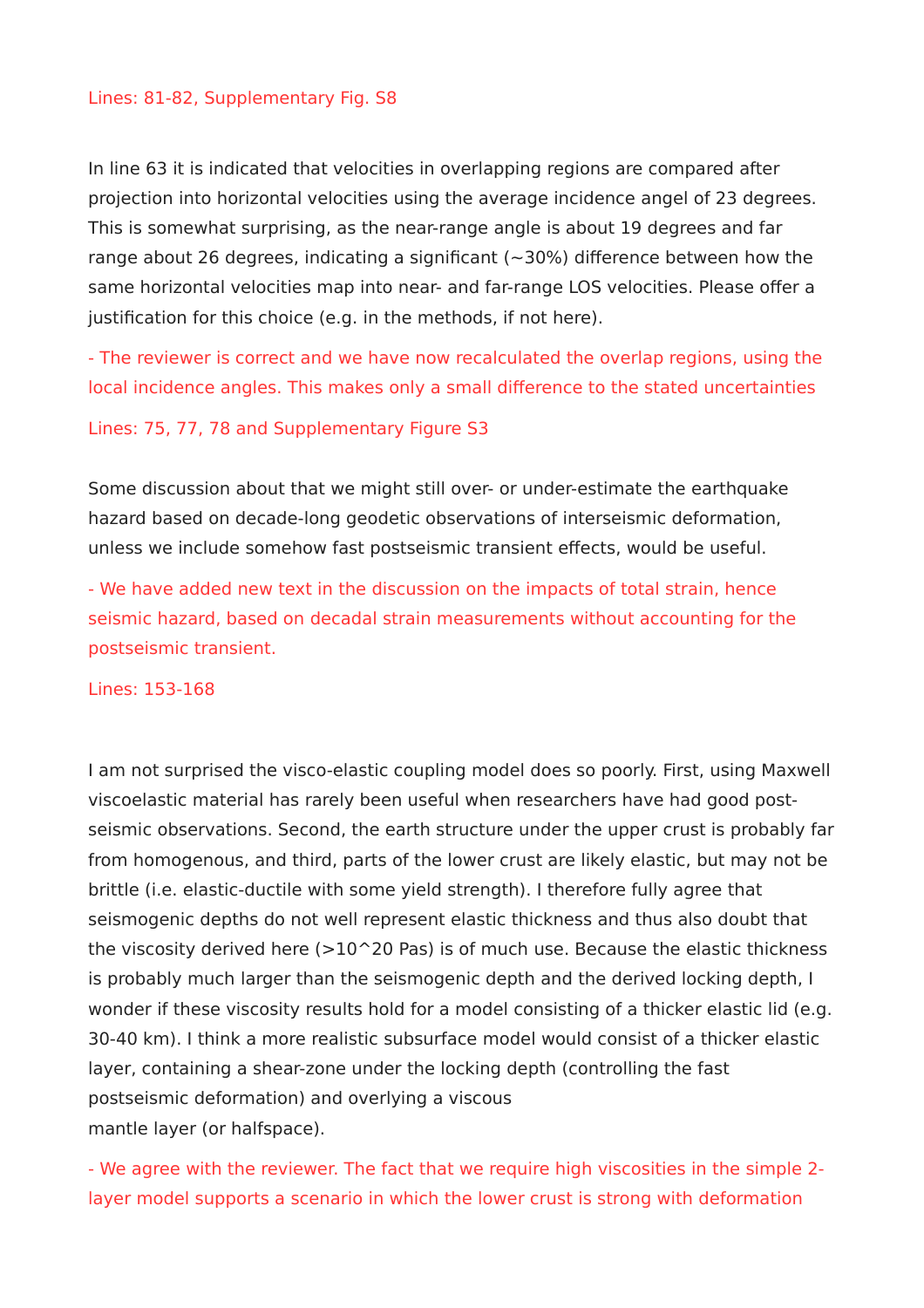Lines: 81-82, Supplementary Fig. S8

In line 63 it is indicated that velocities in overlapping regions are compared after projection into horizontal velocities using the average incidence angel of 23 degrees. This is somewhat surprising, as the near-range angle is about 19 degrees and far range about 26 degrees, indicating a significant (~30%) difference between how the same horizontal velocities map into near- and far-range LOS velocities. Please offer a justification for this choice (e.g. in the methods, if not here).

- The reviewer is correct and we have now recalculated the overlap regions, using the local incidence angles. This makes only a small difference to the stated uncertainties

Lines: 75, 77, 78 and Supplementary Figure S3

Some discussion about that we might still over- or under-estimate the earthquake hazard based on decade-long geodetic observations of interseismic deformation, unless we include somehow fast postseismic transient effects, would be useful.

- We have added new text in the discussion on the impacts of total strain, hence seismic hazard, based on decadal strain measurements without accounting for the postseismic transient.

Lines: 153-168

I am not surprised the visco-elastic coupling model does so poorly. First, using Maxwell viscoelastic material has rarely been useful when researchers have had good post-seismic observations. Second, the earth structure under the upper crust is probably far from homogenous, and third, parts of the lower crust are likely elastic, but may not be brittle (i.e. elastic-ductile with some yield strength). I therefore fully agree that seismogenic depths do not well represent elastic thickness and thus also doubt that the viscosity derived here (>10^20 Pas) is of much use. Because the elastic thickness is probably much larger than the seismogenic depth and the derived locking depth, I wonder if these viscosity results hold for a model consisting of a thicker elastic lid (e.g. 30-40 km). I think a more realistic subsurface model would consist of a thicker elastic layer, containing a shear-zone under the locking depth (controlling the fast postseismic deformation) and overlying a viscous mantle layer (or halfspace).

- We agree with the reviewer. The fact that we require high viscosities in the simple 2-layer model supports a scenario in which the lower crust is strong with deformation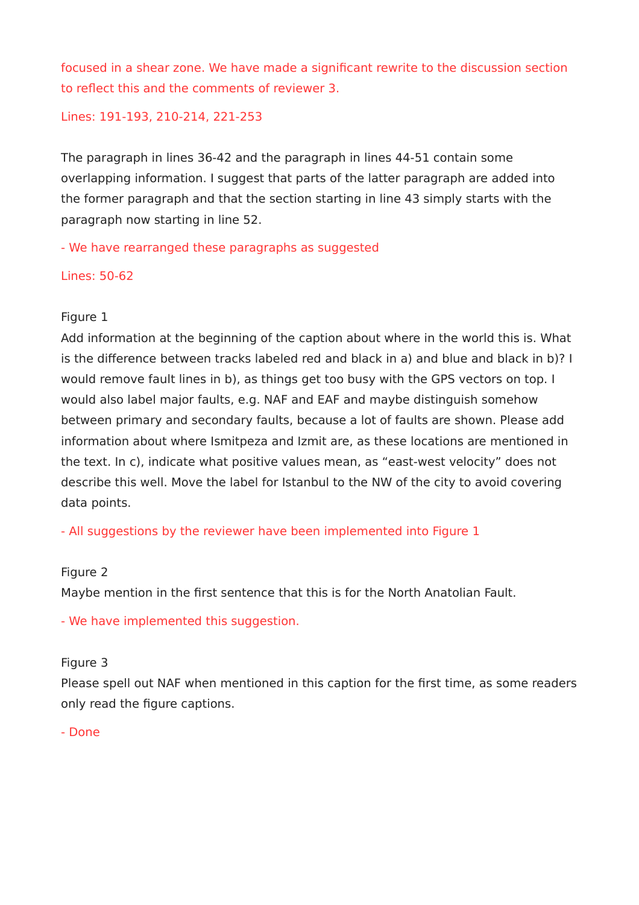focused in a shear zone. We have made a significant rewrite to the discussion section to reflect this and the comments of reviewer 3.

Lines: 191-193, 210-214, 221-253

The paragraph in lines 36-42 and the paragraph in lines 44-51 contain some overlapping information. I suggest that parts of the latter paragraph are added into the former paragraph and that the section starting in line 43 simply starts with the paragraph now starting in line 52.

- We have rearranged these paragraphs as suggested

Lines: 50-62

Figure 1
Add information at the beginning of the caption about where in the world this is. What is the difference between tracks labeled red and black in a) and blue and black in b)? I would remove fault lines in b), as things get too busy with the GPS vectors on top. I would also label major faults, e.g. NAF and EAF and maybe distinguish somehow between primary and secondary faults, because a lot of faults are shown. Please add information about where Ismitpeza and Izmit are, as these locations are mentioned in the text. In c), indicate what positive values mean, as “east-west velocity” does not describe this well. Move the label for Istanbul to the NW of the city to avoid covering data points.

- All suggestions by the reviewer have been implemented into Figure 1

Figure 2
Maybe mention in the first sentence that this is for the North Anatolian Fault.

- We have implemented this suggestion.

Figure 3
Please spell out NAF when mentioned in this caption for the first time, as some readers only read the figure captions.

- Done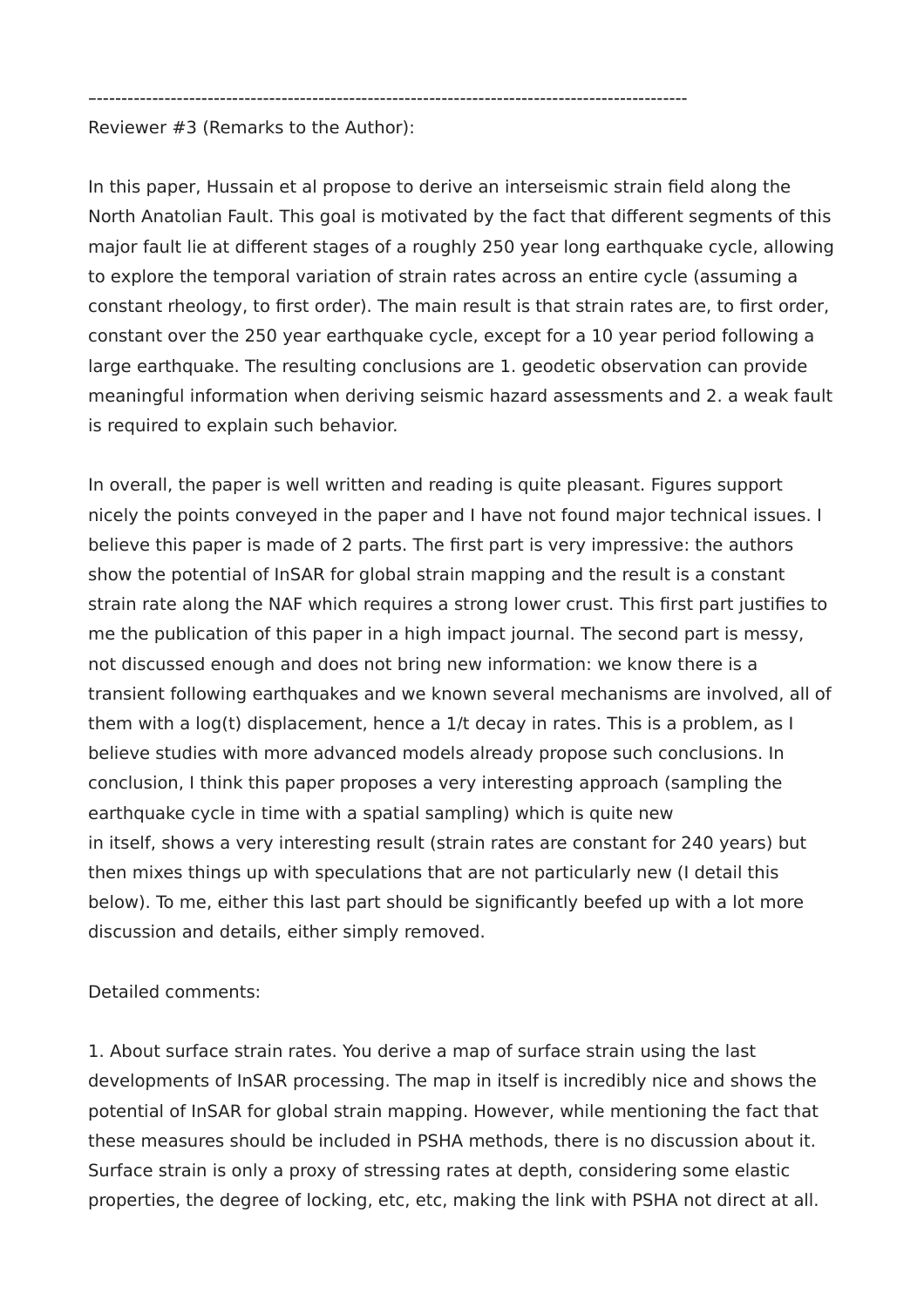----------------------------------------------------------------------------------------------------

Reviewer #3 (Remarks to the Author):

In this paper, Hussain et al propose to derive an interseismic strain field along the North Anatolian Fault. This goal is motivated by the fact that different segments of this major fault lie at different stages of a roughly 250 year long earthquake cycle, allowing to explore the temporal variation of strain rates across an entire cycle (assuming a constant rheology, to first order). The main result is that strain rates are, to first order, constant over the 250 year earthquake cycle, except for a 10 year period following a large earthquake. The resulting conclusions are 1. geodetic observation can provide meaningful information when deriving seismic hazard assessments and 2. a weak fault is required to explain such behavior.

In overall, the paper is well written and reading is quite pleasant. Figures support nicely the points conveyed in the paper and I have not found major technical issues. I believe this paper is made of 2 parts. The first part is very impressive: the authors show the potential of InSAR for global strain mapping and the result is a constant strain rate along the NAF which requires a strong lower crust. This first part justifies to me the publication of this paper in a high impact journal. The second part is messy, not discussed enough and does not bring new information: we know there is a transient following earthquakes and we known several mechanisms are involved, all of them with a log(t) displacement, hence a 1/t decay in rates. This is a problem, as I believe studies with more advanced models already propose such conclusions. In conclusion, I think this paper proposes a very interesting approach (sampling the earthquake cycle in time with a spatial sampling) which is quite new in itself, shows a very interesting result (strain rates are constant for 240 years) but then mixes things up with speculations that are not particularly new (I detail this below). To me, either this last part should be significantly beefed up with a lot more discussion and details, either simply removed.

Detailed comments:

1. About surface strain rates. You derive a map of surface strain using the last developments of InSAR processing. The map in itself is incredibly nice and shows the potential of InSAR for global strain mapping. However, while mentioning the fact that these measures should be included in PSHA methods, there is no discussion about it. Surface strain is only a proxy of stressing rates at depth, considering some elastic properties, the degree of locking, etc, etc, making the link with PSHA not direct at all.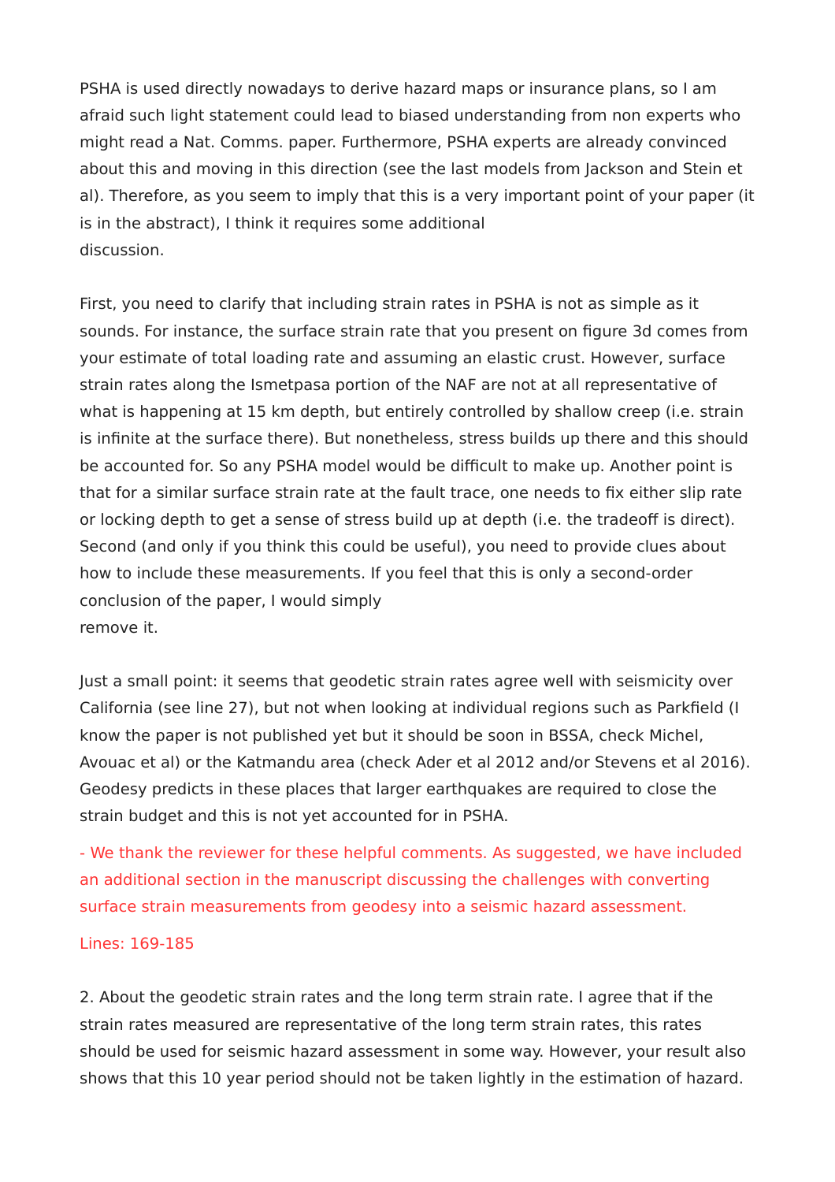PSHA is used directly nowadays to derive hazard maps or insurance plans, so I am afraid such light statement could lead to biased understanding from non experts who might read a Nat. Comms. paper. Furthermore, PSHA experts are already convinced about this and moving in this direction (see the last models from Jackson and Stein et al). Therefore, as you seem to imply that this is a very important point of your paper (it is in the abstract), I think it requires some additional discussion.

First, you need to clarify that including strain rates in PSHA is not as simple as it sounds. For instance, the surface strain rate that you present on figure 3d comes from your estimate of total loading rate and assuming an elastic crust. However, surface strain rates along the Ismetpasa portion of the NAF are not at all representative of what is happening at 15 km depth, but entirely controlled by shallow creep (i.e. strain is infinite at the surface there). But nonetheless, stress builds up there and this should be accounted for. So any PSHA model would be difficult to make up. Another point is that for a similar surface strain rate at the fault trace, one needs to fix either slip rate or locking depth to get a sense of stress build up at depth (i.e. the tradeoff is direct). Second (and only if you think this could be useful), you need to provide clues about how to include these measurements. If you feel that this is only a second-order conclusion of the paper, I would simply remove it.

Just a small point: it seems that geodetic strain rates agree well with seismicity over California (see line 27), but not when looking at individual regions such as Parkfield (I know the paper is not published yet but it should be soon in BSSA, check Michel, Avouac et al) or the Katmandu area (check Ader et al 2012 and/or Stevens et al 2016). Geodesy predicts in these places that larger earthquakes are required to close the strain budget and this is not yet accounted for in PSHA.

- We thank the reviewer for these helpful comments. As suggested, we have included an additional section in the manuscript discussing the challenges with converting surface strain measurements from geodesy into a seismic hazard assessment.

Lines: 169-185

2. About the geodetic strain rates and the long term strain rate. I agree that if the strain rates measured are representative of the long term strain rates, this rates should be used for seismic hazard assessment in some way. However, your result also shows that this 10 year period should not be taken lightly in the estimation of hazard.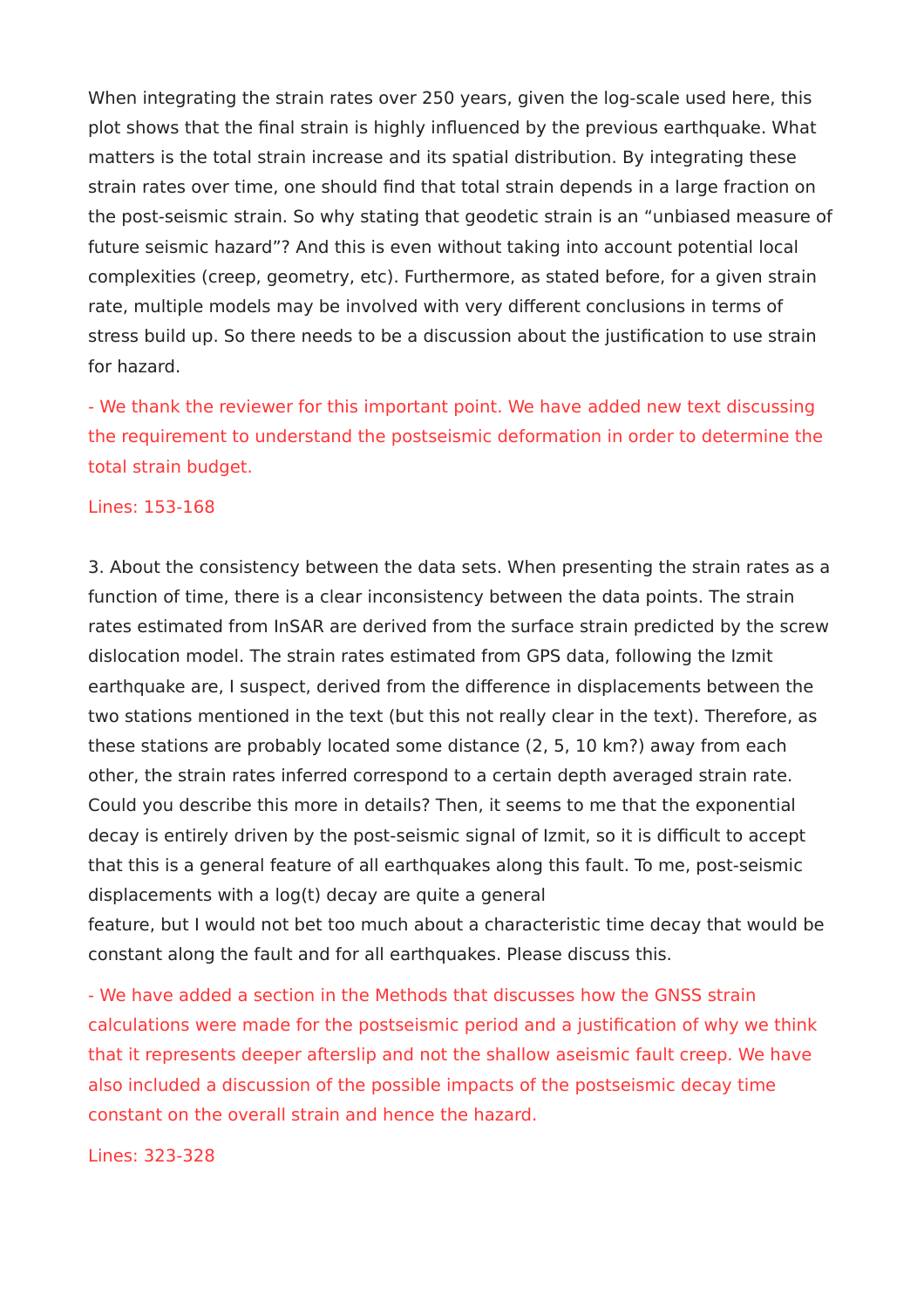When integrating the strain rates over 250 years, given the log-scale used here, this plot shows that the final strain is highly influenced by the previous earthquake. What matters is the total strain increase and its spatial distribution. By integrating these strain rates over time, one should find that total strain depends in a large fraction on the post-seismic strain. So why stating that geodetic strain is an "unbiased measure of future seismic hazard"? And this is even without taking into account potential local complexities (creep, geometry, etc). Furthermore, as stated before, for a given strain rate, multiple models may be involved with very different conclusions in terms of stress build up. So there needs to be a discussion about the justification to use strain for hazard.

- We thank the reviewer for this important point. We have added new text discussing the requirement to understand the postseismic deformation in order to determine the total strain budget.

Lines: 153-168

3. About the consistency between the data sets. When presenting the strain rates as a function of time, there is a clear inconsistency between the data points. The strain rates estimated from InSAR are derived from the surface strain predicted by the screw dislocation model. The strain rates estimated from GPS data, following the Izmit earthquake are, I suspect, derived from the difference in displacements between the two stations mentioned in the text (but this not really clear in the text). Therefore, as these stations are probably located some distance (2, 5, 10 km?) away from each other, the strain rates inferred correspond to a certain depth averaged strain rate. Could you describe this more in details? Then, it seems to me that the exponential decay is entirely driven by the post-seismic signal of Izmit, so it is difficult to accept that this is a general feature of all earthquakes along this fault. To me, post-seismic displacements with a log(t) decay are quite a general feature, but I would not bet too much about a characteristic time decay that would be constant along the fault and for all earthquakes. Please discuss this.

- We have added a section in the Methods that discusses how the GNSS strain calculations were made for the postseismic period and a justification of why we think that it represents deeper afterslip and not the shallow aseismic fault creep. We have also included a discussion of the possible impacts of the postseismic decay time constant on the overall strain and hence the hazard.

Lines: 323-328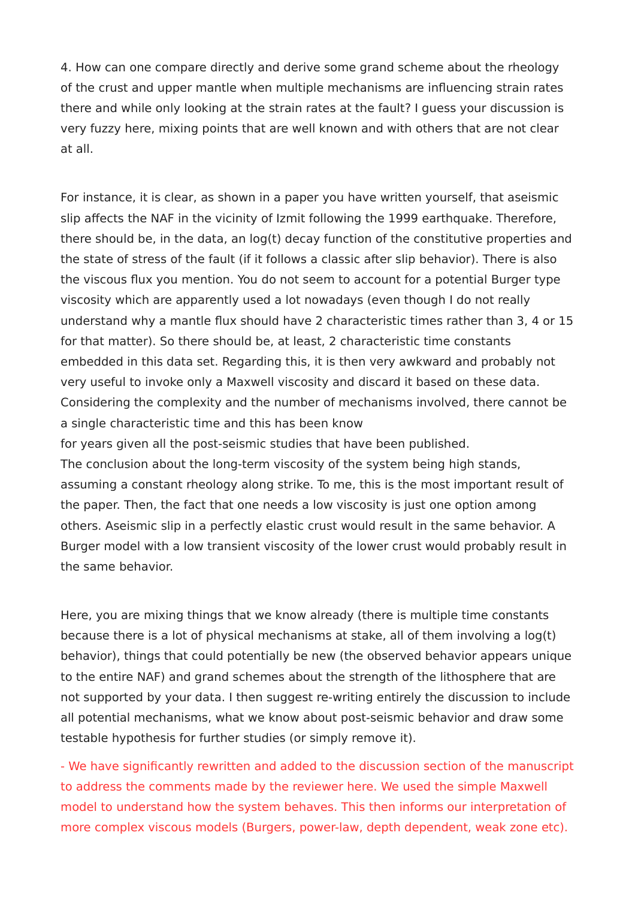4. How can one compare directly and derive some grand scheme about the rheology of the crust and upper mantle when multiple mechanisms are influencing strain rates there and while only looking at the strain rates at the fault? I guess your discussion is very fuzzy here, mixing points that are well known and with others that are not clear at all.

For instance, it is clear, as shown in a paper you have written yourself, that aseismic slip affects the NAF in the vicinity of Izmit following the 1999 earthquake. Therefore, there should be, in the data, an log(t) decay function of the constitutive properties and the state of stress of the fault (if it follows a classic after slip behavior). There is also the viscous flux you mention. You do not seem to account for a potential Burger type viscosity which are apparently used a lot nowadays (even though I do not really understand why a mantle flux should have 2 characteristic times rather than 3, 4 or 15 for that matter). So there should be, at least, 2 characteristic time constants embedded in this data set. Regarding this, it is then very awkward and probably not very useful to invoke only a Maxwell viscosity and discard it based on these data. Considering the complexity and the number of mechanisms involved, there cannot be a single characteristic time and this has been know
for years given all the post-seismic studies that have been published.
The conclusion about the long-term viscosity of the system being high stands, assuming a constant rheology along strike. To me, this is the most important result of the paper. Then, the fact that one needs a low viscosity is just one option among others. Aseismic slip in a perfectly elastic crust would result in the same behavior. A Burger model with a low transient viscosity of the lower crust would probably result in the same behavior.

Here, you are mixing things that we know already (there is multiple time constants because there is a lot of physical mechanisms at stake, all of them involving a log(t) behavior), things that could potentially be new (the observed behavior appears unique to the entire NAF) and grand schemes about the strength of the lithosphere that are not supported by your data. I then suggest re-writing entirely the discussion to include all potential mechanisms, what we know about post-seismic behavior and draw some testable hypothesis for further studies (or simply remove it).

- We have significantly rewritten and added to the discussion section of the manuscript to address the comments made by the reviewer here. We used the simple Maxwell model to understand how the system behaves. This then informs our interpretation of more complex viscous models (Burgers, power-law, depth dependent, weak zone etc).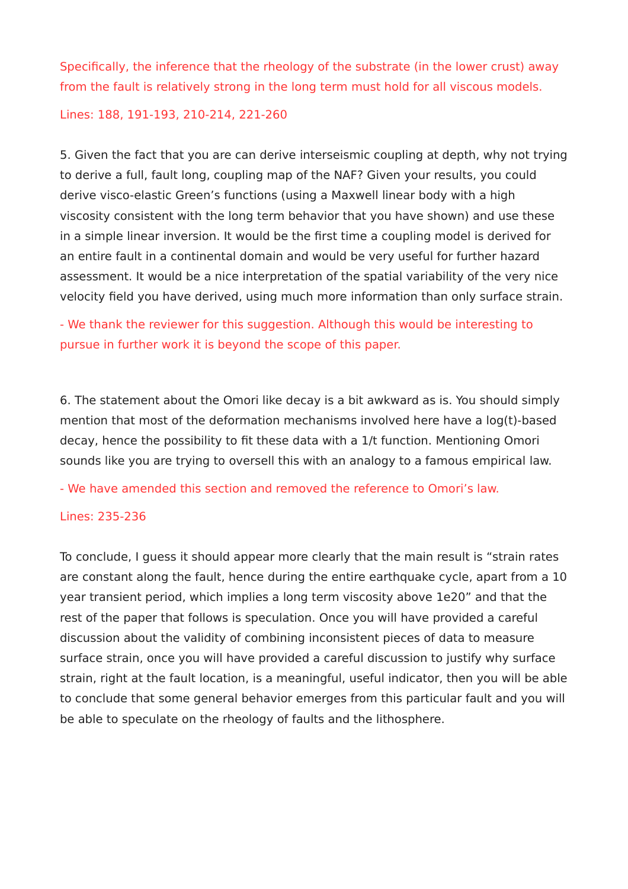Specifically, the inference that the rheology of the substrate (in the lower crust) away from the fault is relatively strong in the long term must hold for all viscous models.

Lines: 188, 191-193, 210-214, 221-260

5. Given the fact that you are can derive interseismic coupling at depth, why not trying to derive a full, fault long, coupling map of the NAF? Given your results, you could derive visco-elastic Green's functions (using a Maxwell linear body with a high viscosity consistent with the long term behavior that you have shown) and use these in a simple linear inversion. It would be the first time a coupling model is derived for an entire fault in a continental domain and would be very useful for further hazard assessment. It would be a nice interpretation of the spatial variability of the very nice velocity field you have derived, using much more information than only surface strain.

- We thank the reviewer for this suggestion. Although this would be interesting to pursue in further work it is beyond the scope of this paper.

6. The statement about the Omori like decay is a bit awkward as is. You should simply mention that most of the deformation mechanisms involved here have a log(t)-based decay, hence the possibility to fit these data with a 1/t function. Mentioning Omori sounds like you are trying to oversell this with an analogy to a famous empirical law.

- We have amended this section and removed the reference to Omori's law.

Lines: 235-236

To conclude, I guess it should appear more clearly that the main result is "strain rates are constant along the fault, hence during the entire earthquake cycle, apart from a 10 year transient period, which implies a long term viscosity above 1e20" and that the rest of the paper that follows is speculation. Once you will have provided a careful discussion about the validity of combining inconsistent pieces of data to measure surface strain, once you will have provided a careful discussion to justify why surface strain, right at the fault location, is a meaningful, useful indicator, then you will be able to conclude that some general behavior emerges from this particular fault and you will be able to speculate on the rheology of faults and the lithosphere.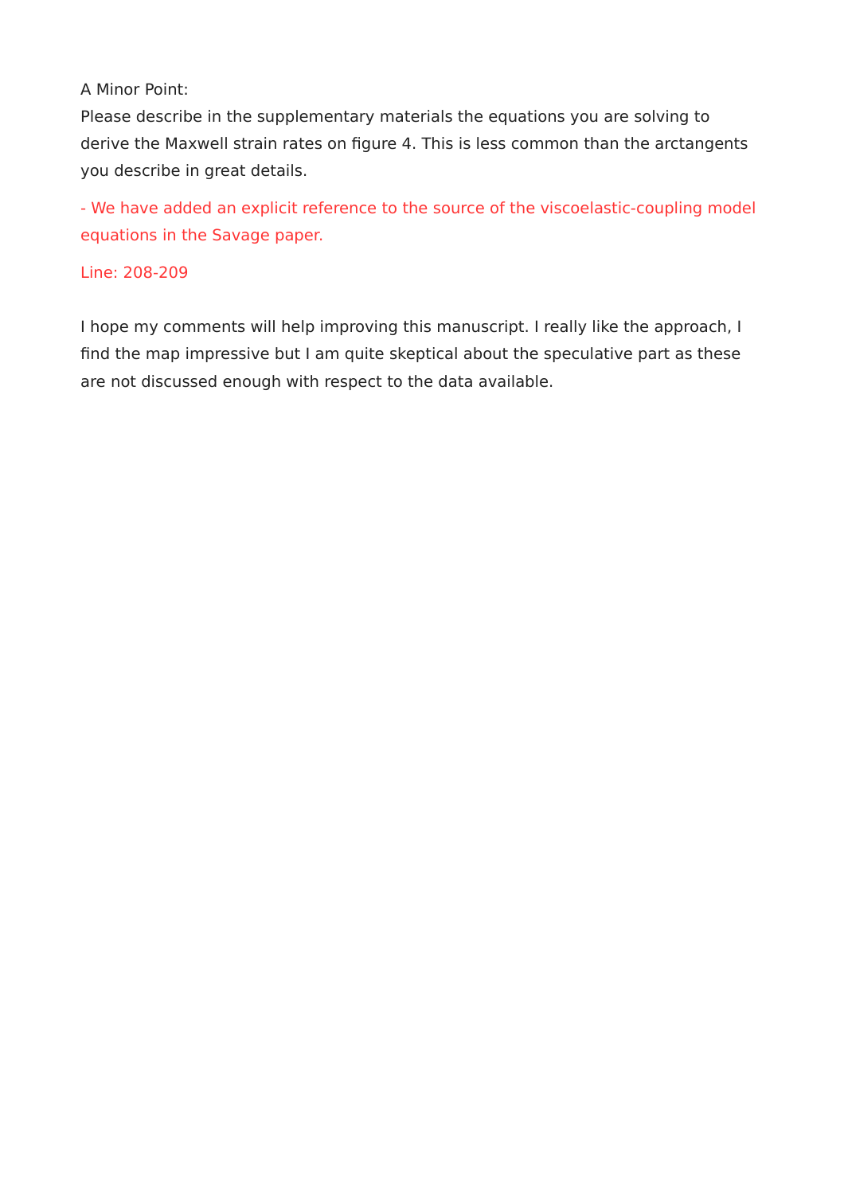A Minor Point:

Please describe in the supplementary materials the equations you are solving to derive the Maxwell strain rates on figure 4. This is less common than the arctangents you describe in great details.

- We have added an explicit reference to the source of the viscoelastic-coupling model equations in the Savage paper.

Line: 208-209

I hope my comments will help improving this manuscript. I really like the approach, I find the map impressive but I am quite skeptical about the speculative part as these are not discussed enough with respect to the data available.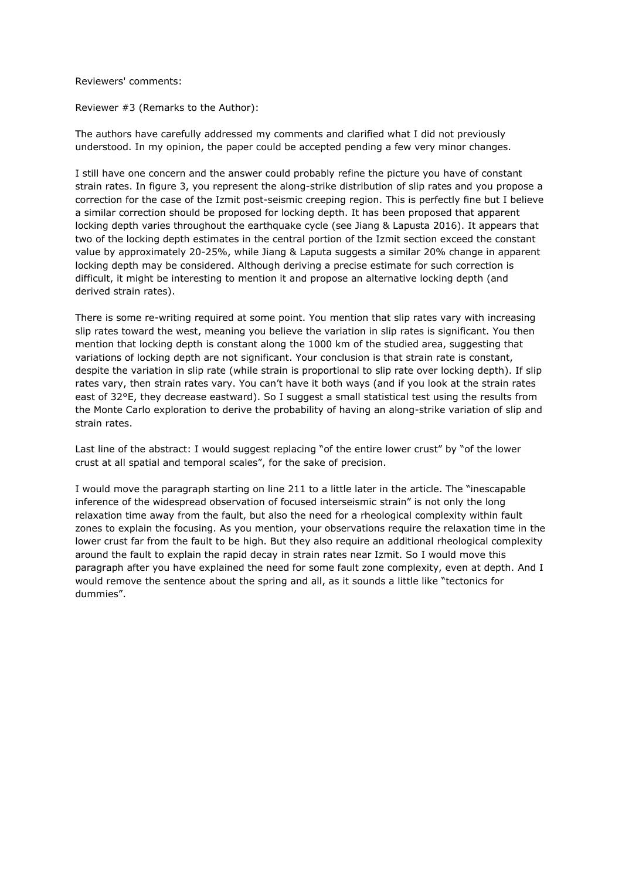Reviewers' comments:

Reviewer #3 (Remarks to the Author):

The authors have carefully addressed my comments and clarified what I did not previously understood. In my opinion, the paper could be accepted pending a few very minor changes.

I still have one concern and the answer could probably refine the picture you have of constant strain rates. In figure 3, you represent the along-strike distribution of slip rates and you propose a correction for the case of the Izmit post-seismic creeping region. This is perfectly fine but I believe a similar correction should be proposed for locking depth. It has been proposed that apparent locking depth varies throughout the earthquake cycle (see Jiang & Lapusta 2016). It appears that two of the locking depth estimates in the central portion of the Izmit section exceed the constant value by approximately 20-25%, while Jiang & Laputa suggests a similar 20% change in apparent locking depth may be considered. Although deriving a precise estimate for such correction is difficult, it might be interesting to mention it and propose an alternative locking depth (and derived strain rates).

There is some re-writing required at some point. You mention that slip rates vary with increasing slip rates toward the west, meaning you believe the variation in slip rates is significant. You then mention that locking depth is constant along the 1000 km of the studied area, suggesting that variations of locking depth are not significant. Your conclusion is that strain rate is constant, despite the variation in slip rate (while strain is proportional to slip rate over locking depth). If slip rates vary, then strain rates vary. You can't have it both ways (and if you look at the strain rates east of 32°E, they decrease eastward). So I suggest a small statistical test using the results from the Monte Carlo exploration to derive the probability of having an along-strike variation of slip and strain rates.

Last line of the abstract: I would suggest replacing "of the entire lower crust" by "of the lower crust at all spatial and temporal scales", for the sake of precision.

I would move the paragraph starting on line 211 to a little later in the article. The "inescapable inference of the widespread observation of focused interseismic strain" is not only the long relaxation time away from the fault, but also the need for a rheological complexity within fault zones to explain the focusing. As you mention, your observations require the relaxation time in the lower crust far from the fault to be high. But they also require an additional rheological complexity around the fault to explain the rapid decay in strain rates near Izmit. So I would move this paragraph after you have explained the need for some fault zone complexity, even at depth. And I would remove the sentence about the spring and all, as it sounds a little like "tectonics for dummies".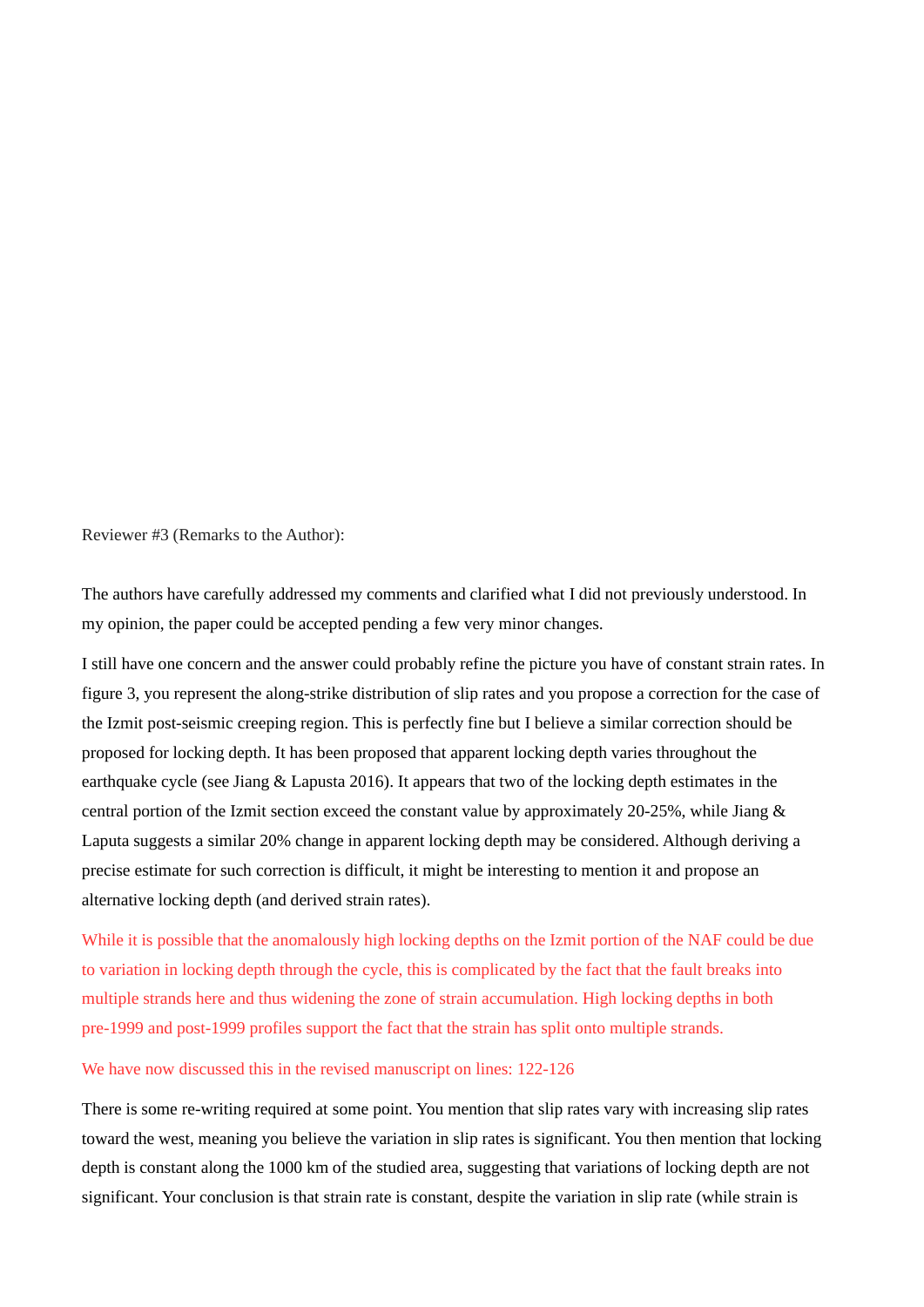Reviewer #3 (Remarks to the Author):

The authors have carefully addressed my comments and clarified what I did not previously understood. In my opinion, the paper could be accepted pending a few very minor changes.

I still have one concern and the answer could probably refine the picture you have of constant strain rates. In figure 3, you represent the along-strike distribution of slip rates and you propose a correction for the case of the Izmit post-seismic creeping region. This is perfectly fine but I believe a similar correction should be proposed for locking depth. It has been proposed that apparent locking depth varies throughout the earthquake cycle (see Jiang & Lapusta 2016). It appears that two of the locking depth estimates in the central portion of the Izmit section exceed the constant value by approximately 20-25%, while Jiang & Laputa suggests a similar 20% change in apparent locking depth may be considered. Although deriving a precise estimate for such correction is difficult, it might be interesting to mention it and propose an alternative locking depth (and derived strain rates).

While it is possible that the anomalously high locking depths on the Izmit portion of the NAF could be due to variation in locking depth through the cycle, this is complicated by the fact that the fault breaks into multiple strands here and thus widening the zone of strain accumulation. High locking depths in both pre-1999 and post-1999 profiles support the fact that the strain has split onto multiple strands.

We have now discussed this in the revised manuscript on lines: 122-126

There is some re-writing required at some point. You mention that slip rates vary with increasing slip rates toward the west, meaning you believe the variation in slip rates is significant. You then mention that locking depth is constant along the 1000 km of the studied area, suggesting that variations of locking depth are not significant. Your conclusion is that strain rate is constant, despite the variation in slip rate (while strain is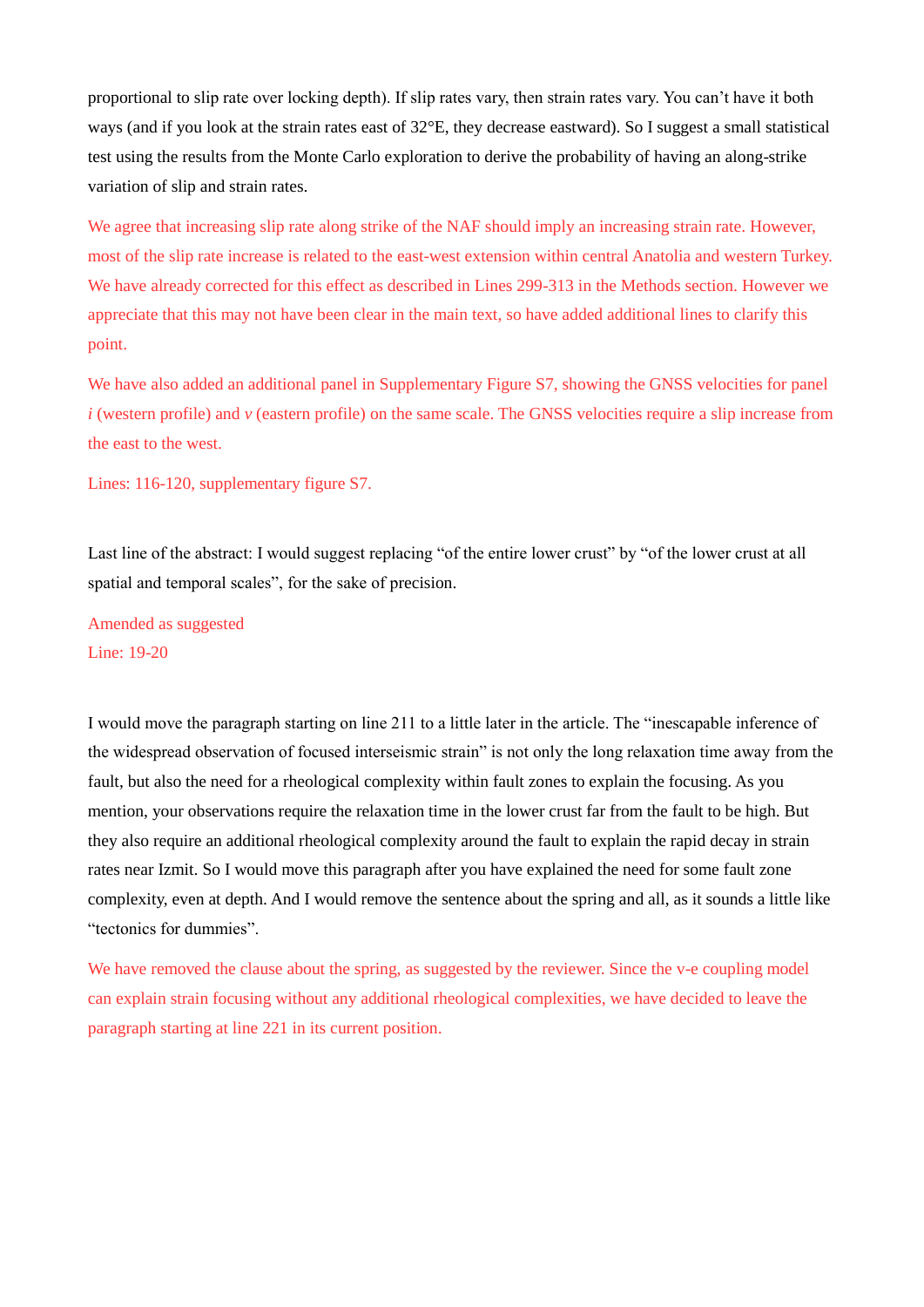proportional to slip rate over locking depth). If slip rates vary, then strain rates vary. You can't have it both ways (and if you look at the strain rates east of 32°E, they decrease eastward). So I suggest a small statistical test using the results from the Monte Carlo exploration to derive the probability of having an along-strike variation of slip and strain rates.

We agree that increasing slip rate along strike of the NAF should imply an increasing strain rate. However, most of the slip rate increase is related to the east-west extension within central Anatolia and western Turkey. We have already corrected for this effect as described in Lines 299-313 in the Methods section. However we appreciate that this may not have been clear in the main text, so have added additional lines to clarify this point.

We have also added an additional panel in Supplementary Figure S7, showing the GNSS velocities for panel *i* (western profile) and *v* (eastern profile) on the same scale. The GNSS velocities require a slip increase from the east to the west.

Lines: 116-120, supplementary figure S7.

Last line of the abstract: I would suggest replacing "of the entire lower crust" by "of the lower crust at all spatial and temporal scales", for the sake of precision.

Amended as suggested
Line: 19-20

I would move the paragraph starting on line 211 to a little later in the article. The "inescapable inference of the widespread observation of focused interseismic strain" is not only the long relaxation time away from the fault, but also the need for a rheological complexity within fault zones to explain the focusing. As you mention, your observations require the relaxation time in the lower crust far from the fault to be high. But they also require an additional rheological complexity around the fault to explain the rapid decay in strain rates near Izmit. So I would move this paragraph after you have explained the need for some fault zone complexity, even at depth. And I would remove the sentence about the spring and all, as it sounds a little like "tectonics for dummies".

We have removed the clause about the spring, as suggested by the reviewer. Since the v-e coupling model can explain strain focusing without any additional rheological complexities, we have decided to leave the paragraph starting at line 221 in its current position.